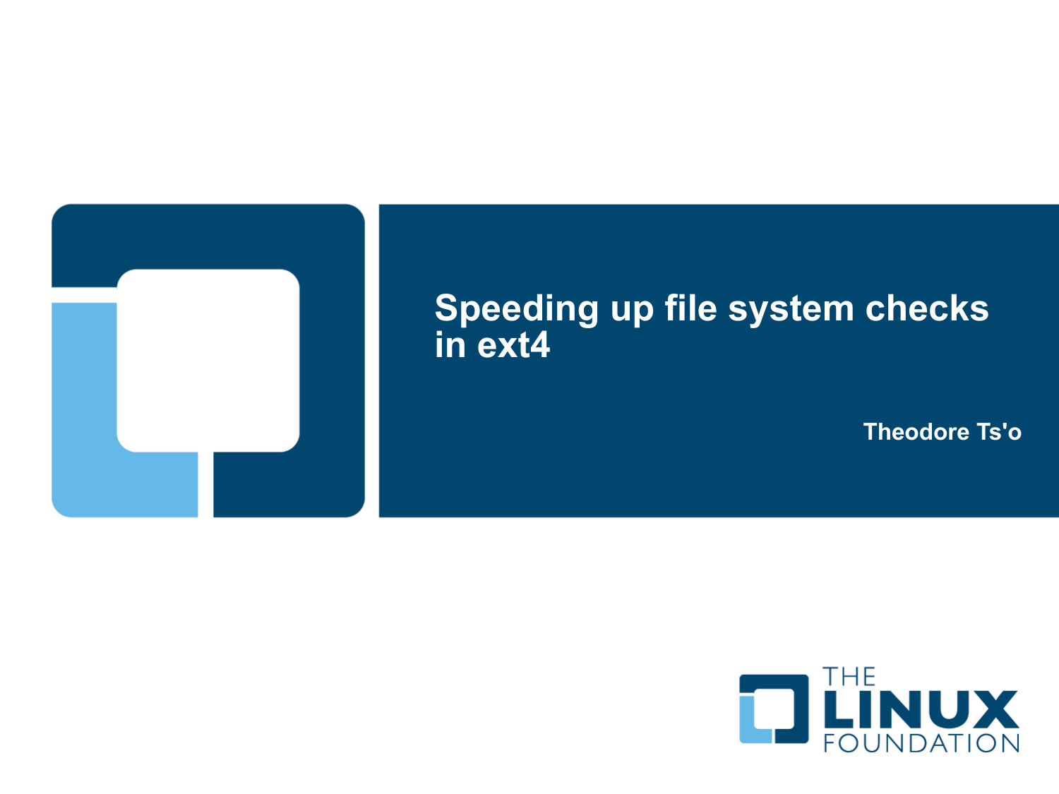# Speeding up file system checks in ext4

Theodore Ts'o

THE LINUX FOUNDATION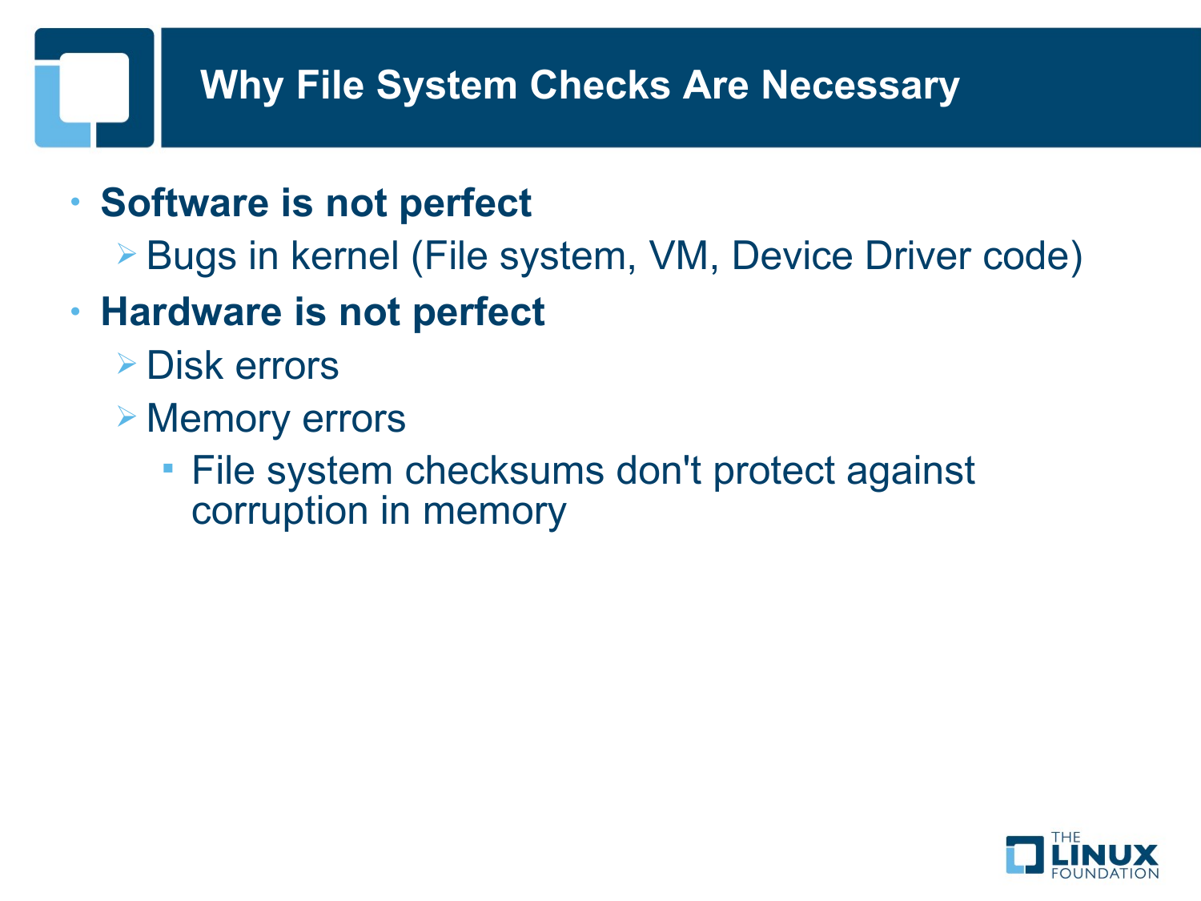# Why File System Checks Are Necessary

- **Software is not perfect**
  - Bugs in kernel (File system, VM, Device Driver code)
- **Hardware is not perfect**
  - Disk errors
  - Memory errors
    - File system checksums don't protect against corruption in memory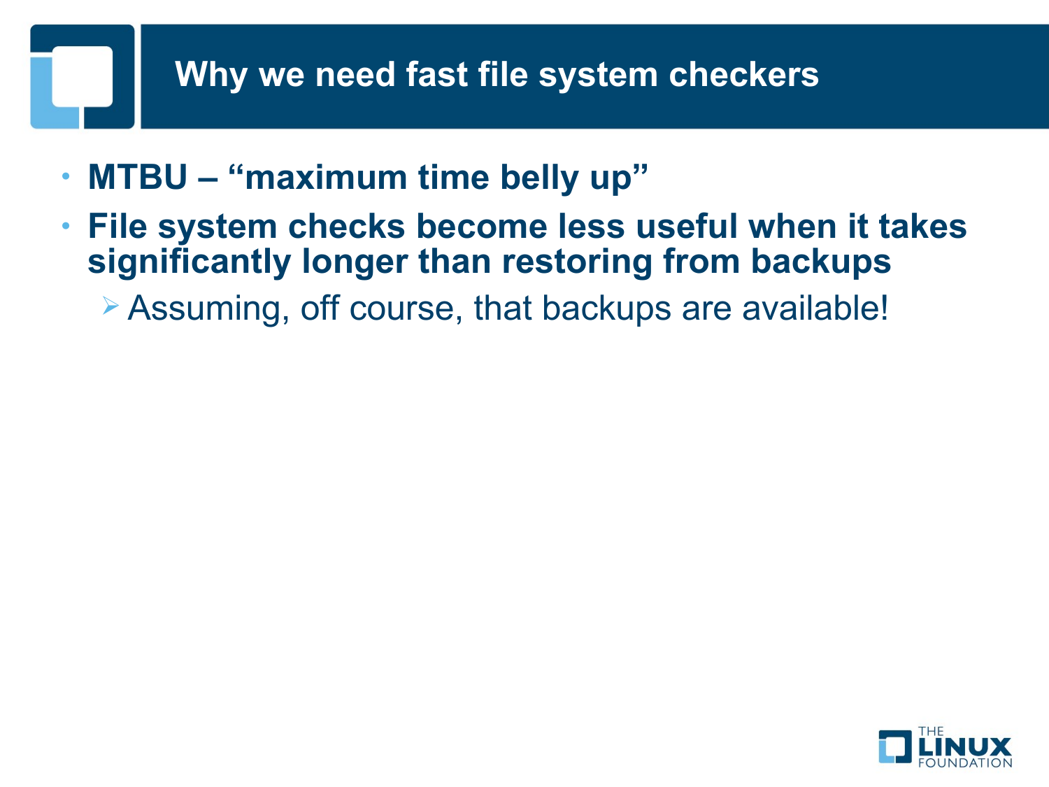# Why we need fast file system checkers

- **MTBU – "maximum time belly up"**
- **File system checks become less useful when it takes significantly longer than restoring from backups**
  - Assuming, off course, that backups are available!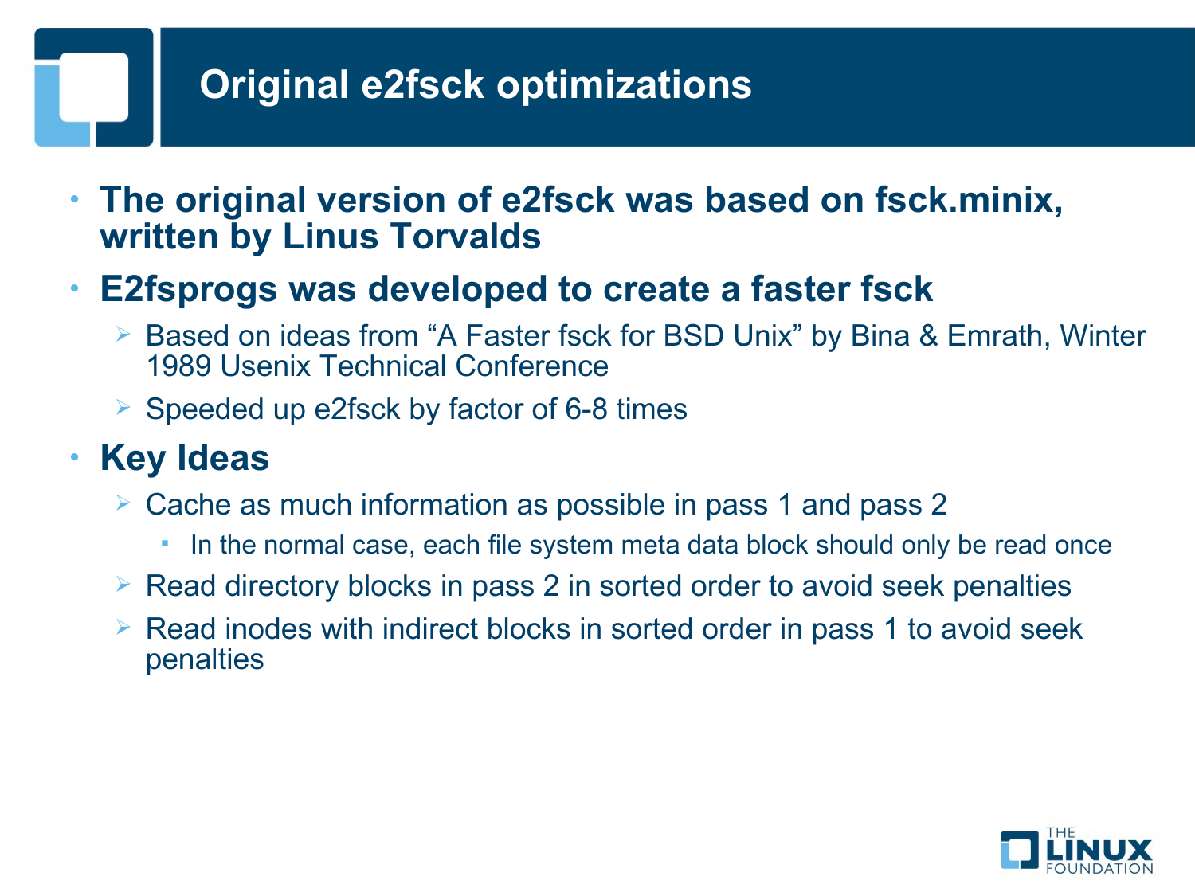# Original e2fsck optimizations

- **The original version of e2fsck was based on fsck.minix, written by Linus Torvalds**
- **E2fsprogs was developed to create a faster fsck**
  - Based on ideas from “A Faster fsck for BSD Unix” by Bina & Emrath, Winter 1989 Usenix Technical Conference
  - Speeded up e2fsck by factor of 6-8 times
- **Key Ideas**
  - Cache as much information as possible in pass 1 and pass 2
    - In the normal case, each file system meta data block should only be read once
  - Read directory blocks in pass 2 in sorted order to avoid seek penalties
  - Read inodes with indirect blocks in sorted order in pass 1 to avoid seek penalties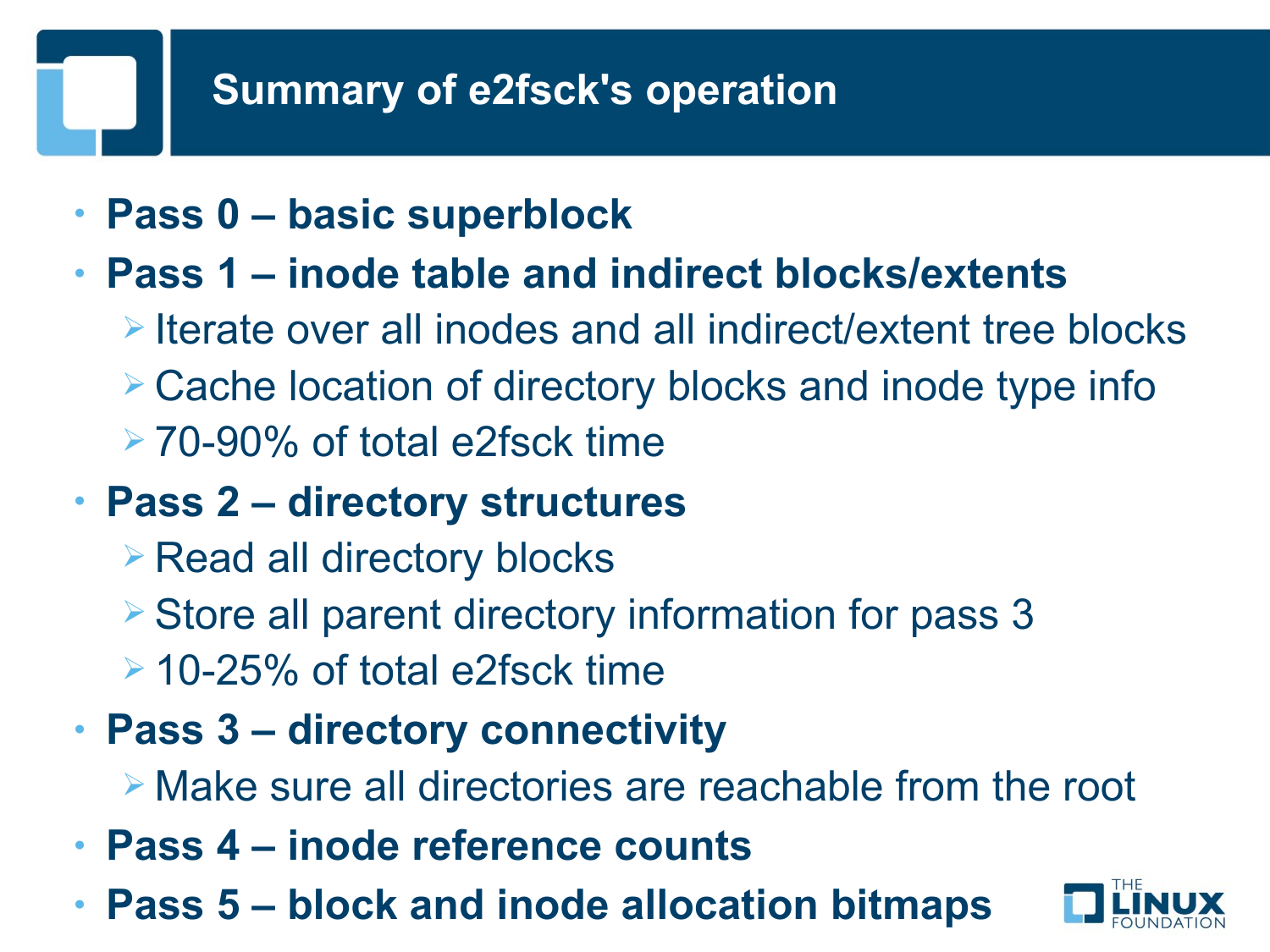# Summary of e2fsck's operation

- **Pass 0 – basic superblock**
- **Pass 1 – inode table and indirect blocks/extents**
  - Iterate over all inodes and all indirect/extent tree blocks
  - Cache location of directory blocks and inode type info
  - 70-90% of total e2fsck time
- **Pass 2 – directory structures**
  - Read all directory blocks
  - Store all parent directory information for pass 3
  - 10-25% of total e2fsck time
- **Pass 3 – directory connectivity**
  - Make sure all directories are reachable from the root
- **Pass 4 – inode reference counts**
- **Pass 5 – block and inode allocation bitmaps**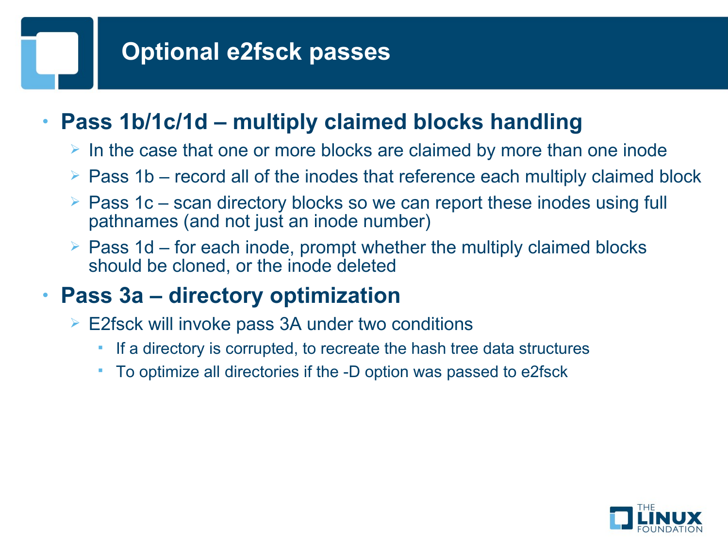# Optional e2fsck passes

- **Pass 1b/1c/1d – multiply claimed blocks handling**
  - In the case that one or more blocks are claimed by more than one inode
  - Pass 1b – record all of the inodes that reference each multiply claimed block
  - Pass 1c – scan directory blocks so we can report these inodes using full pathnames (and not just an inode number)
  - Pass 1d – for each inode, prompt whether the multiply claimed blocks should be cloned, or the inode deleted
- **Pass 3a – directory optimization**
  - E2fsck will invoke pass 3A under two conditions
    - If a directory is corrupted, to recreate the hash tree data structures
    - To optimize all directories if the -D option was passed to e2fsck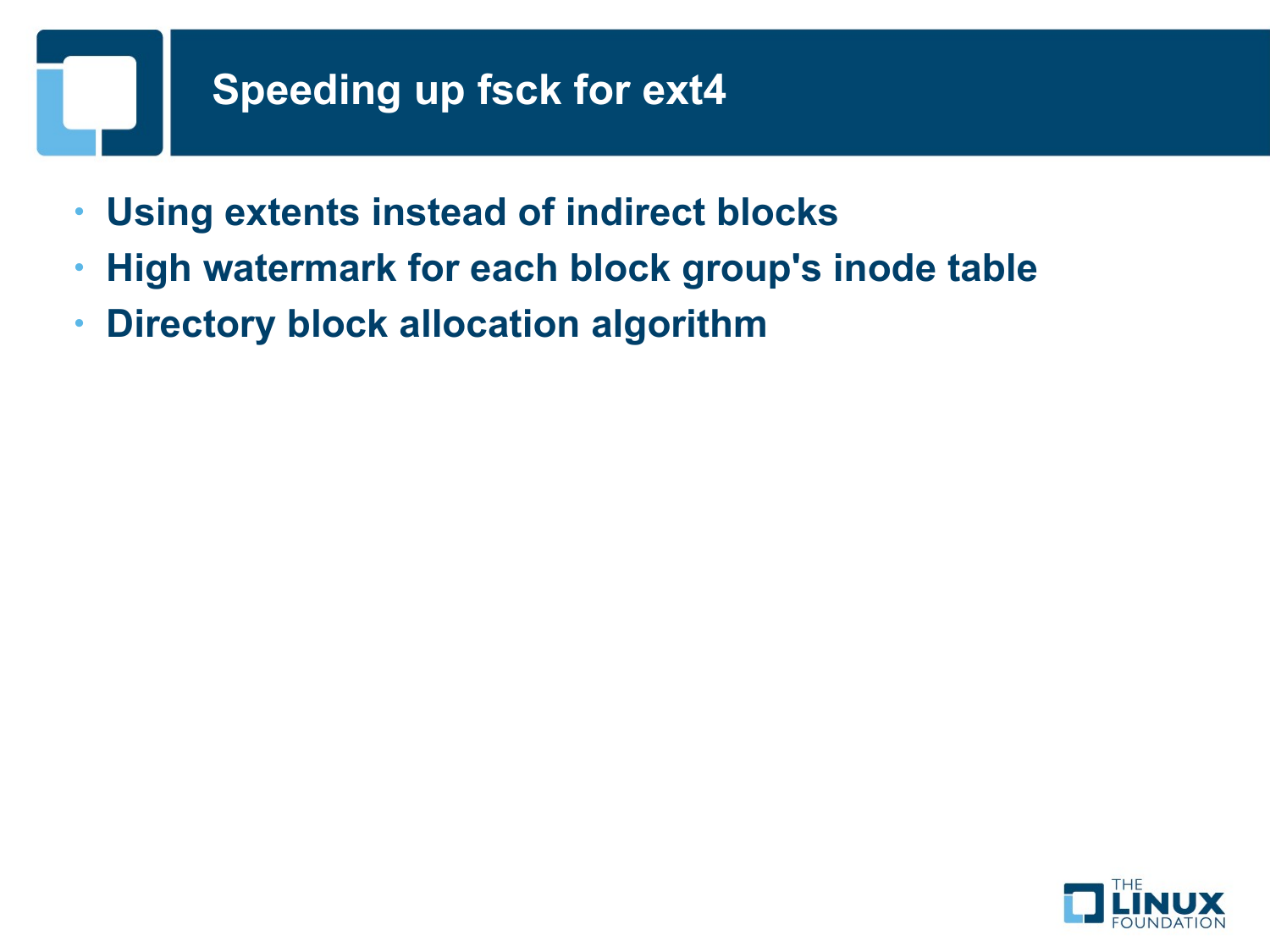# Speeding up fsck for ext4

- Using extents instead of indirect blocks
- High watermark for each block group's inode table
- Directory block allocation algorithm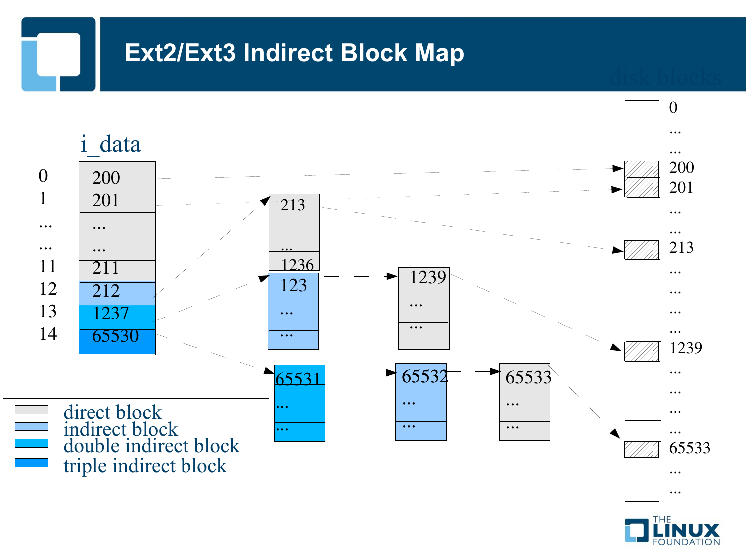# Ext2/Ext3 Indirect Block Map

**i_data**

| Index | Block |
|---|---|
| 0 | 200 |
| 1 | 201 |
| ... | ... |
| ... | ... |
| 11 | 211 |
| 12 | 212 |
| 13 | 1237 |
| 14 | 65530 |

Indirect block (212): 213, ..., 1236

Double indirect block (1237): 123, ..., ... → 1239, ..., ...

Triple indirect block (65530): 65531, ..., ... → 65532, ..., ... → 65533, ..., ...

disk blocks: 0, ..., ..., 200, 201, ..., ..., 213, ..., ..., ..., ..., 1239, ..., ..., ..., ..., 65533, ..., ...

- direct block
- indirect block
- double indirect block
- triple indirect block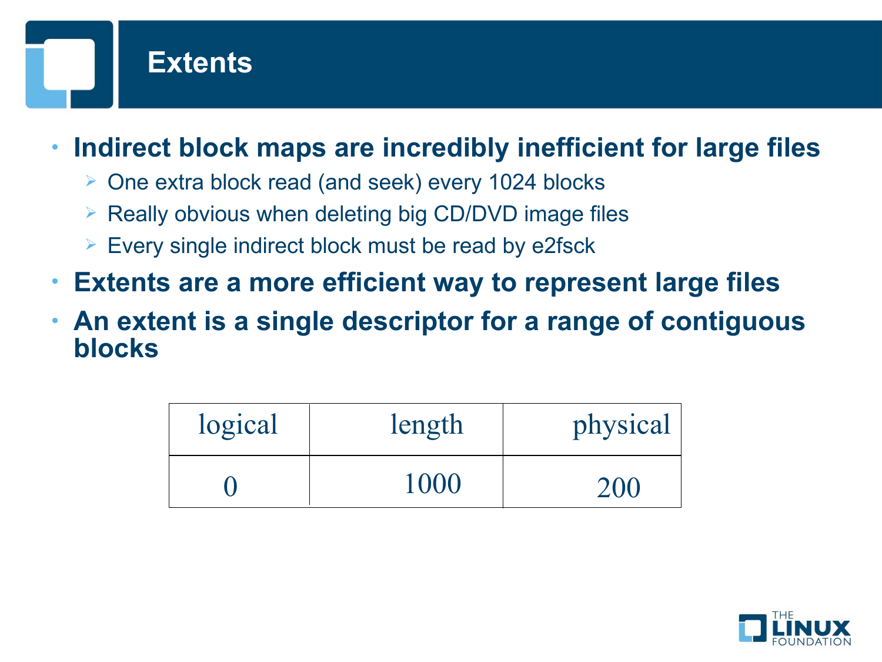# Extents

- **Indirect block maps are incredibly inefficient for large files**
  - One extra block read (and seek) every 1024 blocks
  - Really obvious when deleting big CD/DVD image files
  - Every single indirect block must be read by e2fsck
- **Extents are a more efficient way to represent large files**
- **An extent is a single descriptor for a range of contiguous blocks**

| logical | length | physical |
|---|---|---|
| 0 | 1000 | 200 |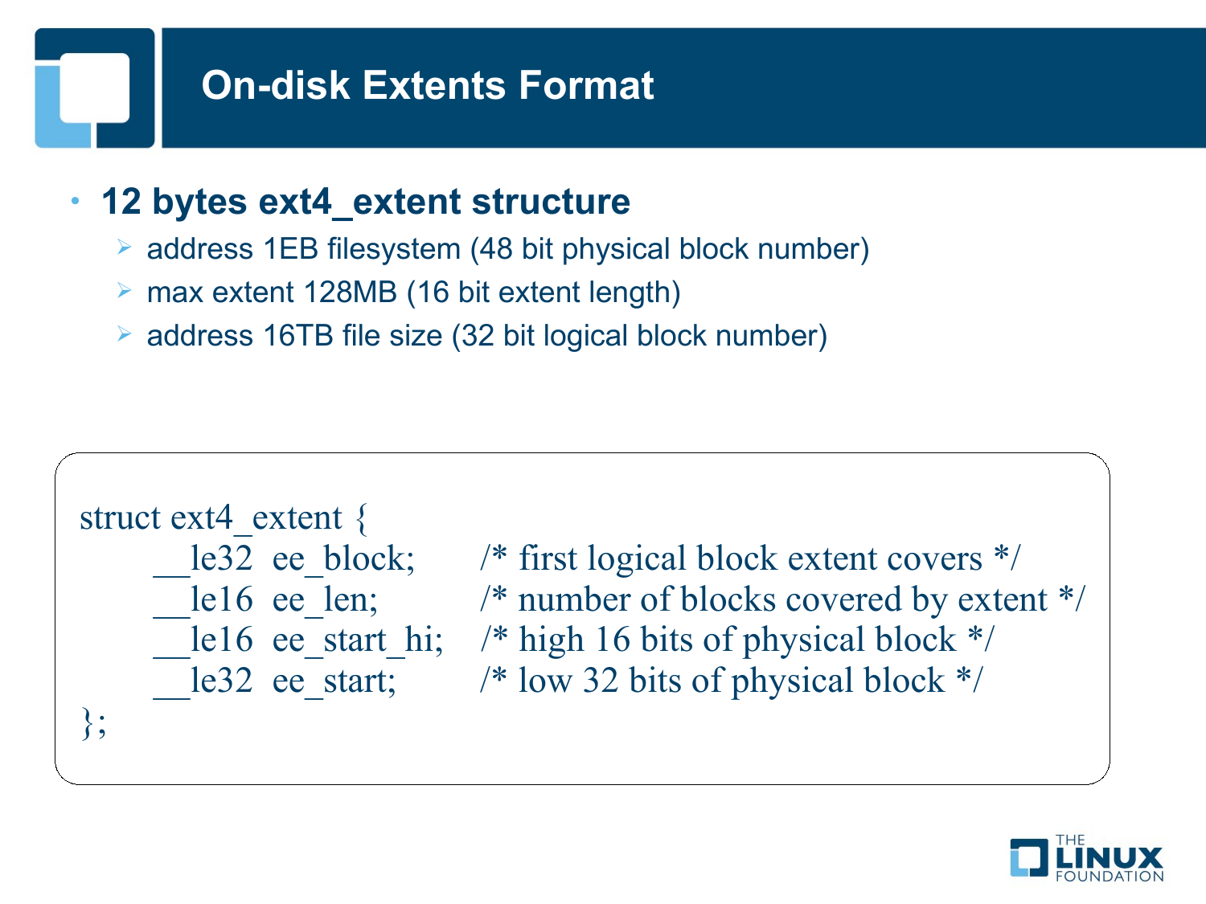# On-disk Extents Format

- **12 bytes ext4_extent structure**
  - address 1EB filesystem (48 bit physical block number)
  - max extent 128MB (16 bit extent length)
  - address 16TB file size (32 bit logical block number)

```
struct ext4_extent {
        __le32  ee_block;       /* first logical block extent covers */
        __le16  ee_len;         /* number of blocks covered by extent */
        __le16  ee_start_hi;    /* high 16 bits of physical block */
        __le32  ee_start;       /* low 32 bits of physical block */
};
```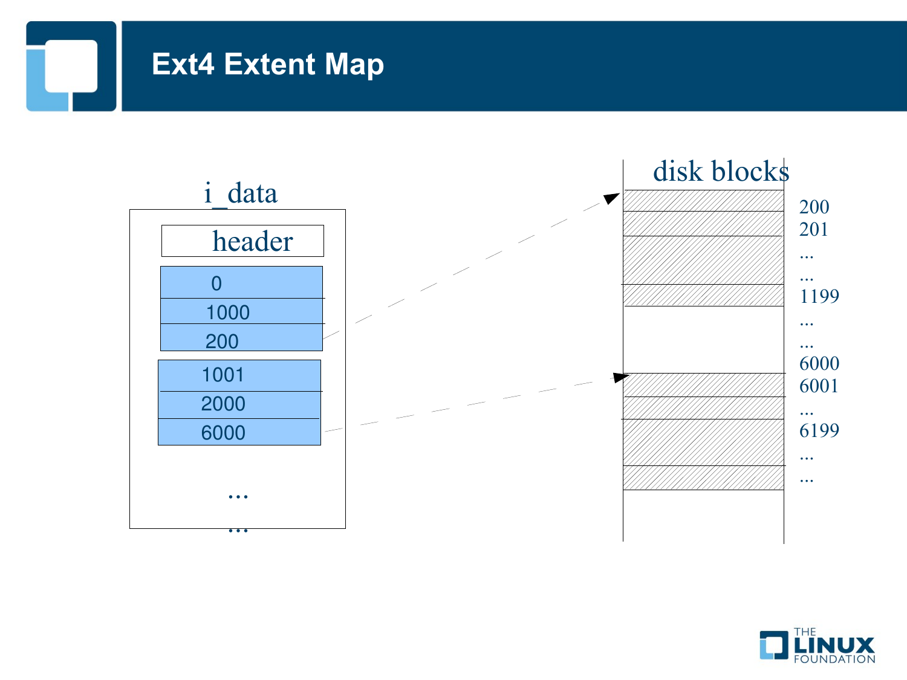# Ext4 Extent Map

i_data

header

| 0 |
| --- |
| 1000 |
| 200 |

| 1001 |
| --- |
| 2000 |
| 6000 |

...

...

disk blocks

200
201
...
...
1199
...
...
6000
6001
...
6199
...
...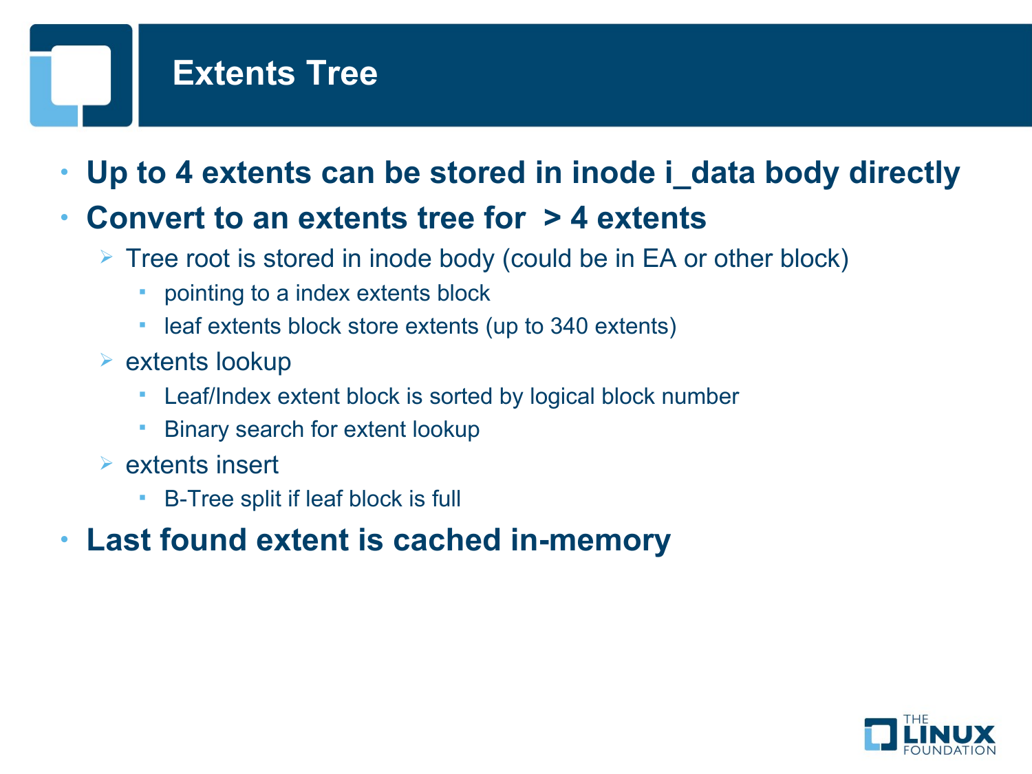# Extents Tree

- **Up to 4 extents can be stored in inode i_data body directly**
- **Convert to an extents tree for > 4 extents**
  - Tree root is stored in inode body (could be in EA or other block)
    - pointing to a index extents block
    - leaf extents block store extents (up to 340 extents)
  - extents lookup
    - Leaf/Index extent block is sorted by logical block number
    - Binary search for extent lookup
  - extents insert
    - B-Tree split if leaf block is full
- **Last found extent is cached in-memory**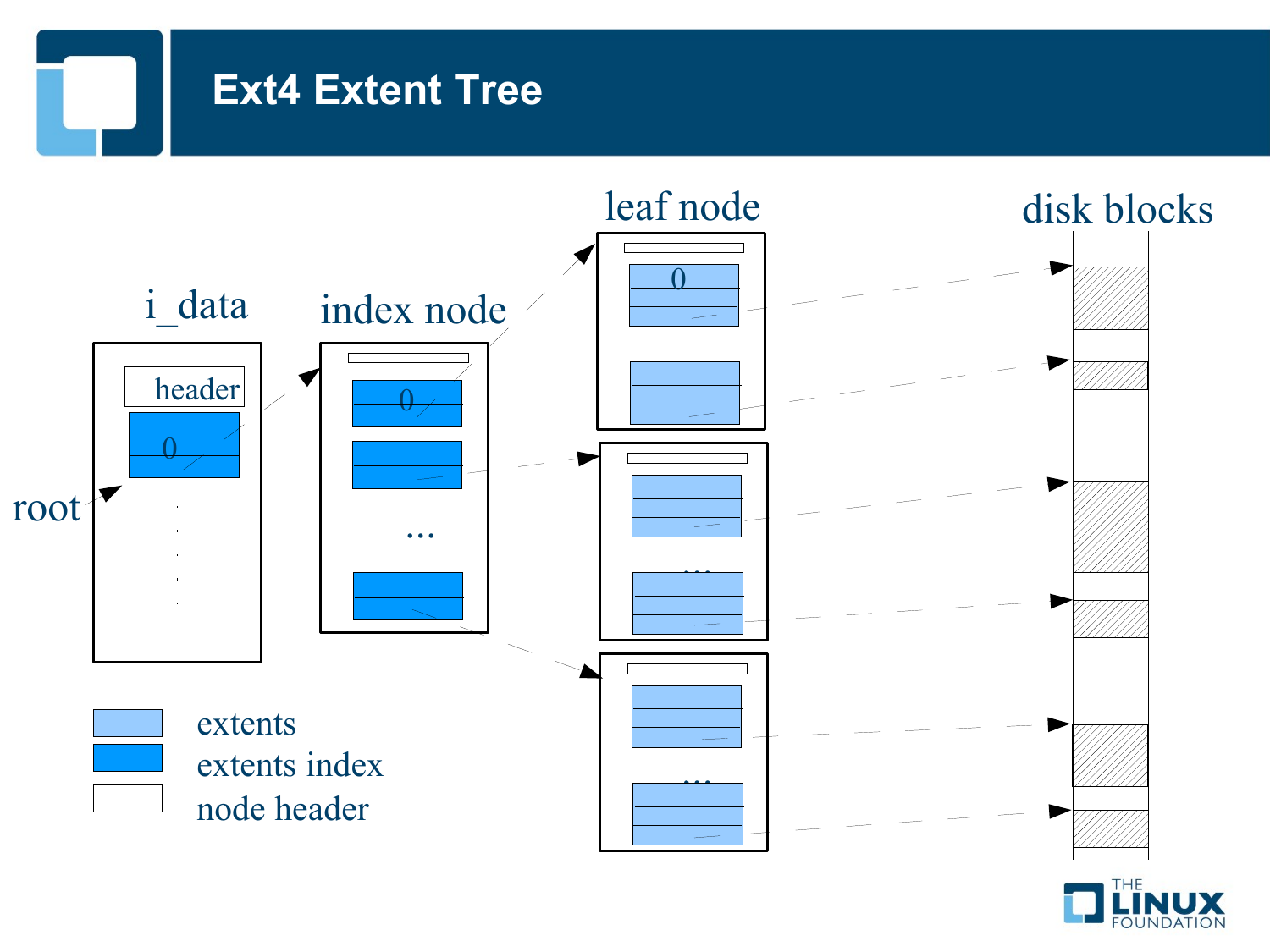# Ext4 Extent Tree

i_data

header

0

root

index node

0

...

leaf node

0

...

...

disk blocks

extents

extents index

node header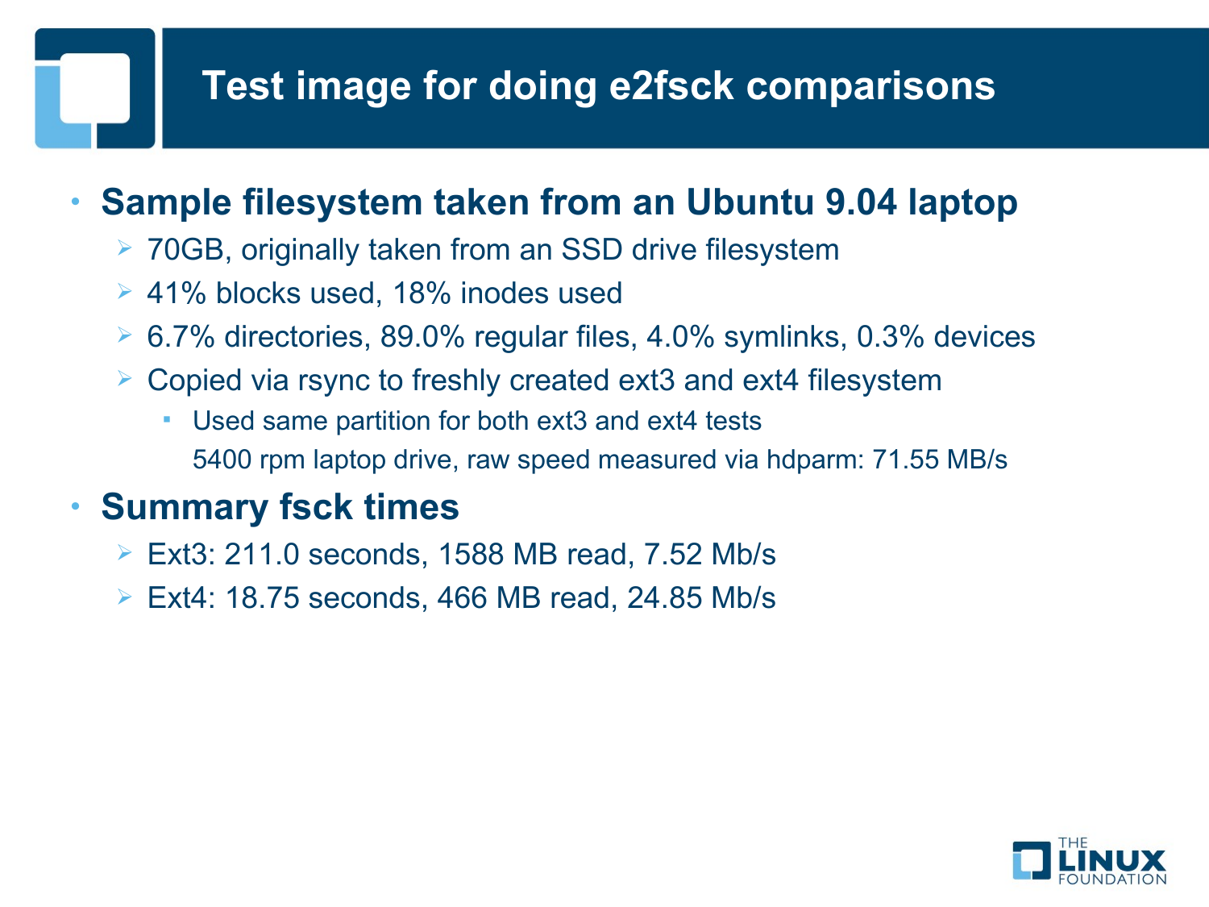# Test image for doing e2fsck comparisons

- **Sample filesystem taken from an Ubuntu 9.04 laptop**
  - 70GB, originally taken from an SSD drive filesystem
  - 41% blocks used, 18% inodes used
  - 6.7% directories, 89.0% regular files, 4.0% symlinks, 0.3% devices
  - Copied via rsync to freshly created ext3 and ext4 filesystem
    - Used same partition for both ext3 and ext4 tests
      5400 rpm laptop drive, raw speed measured via hdparm: 71.55 MB/s
- **Summary fsck times**
  - Ext3: 211.0 seconds, 1588 MB read, 7.52 Mb/s
  - Ext4: 18.75 seconds, 466 MB read, 24.85 Mb/s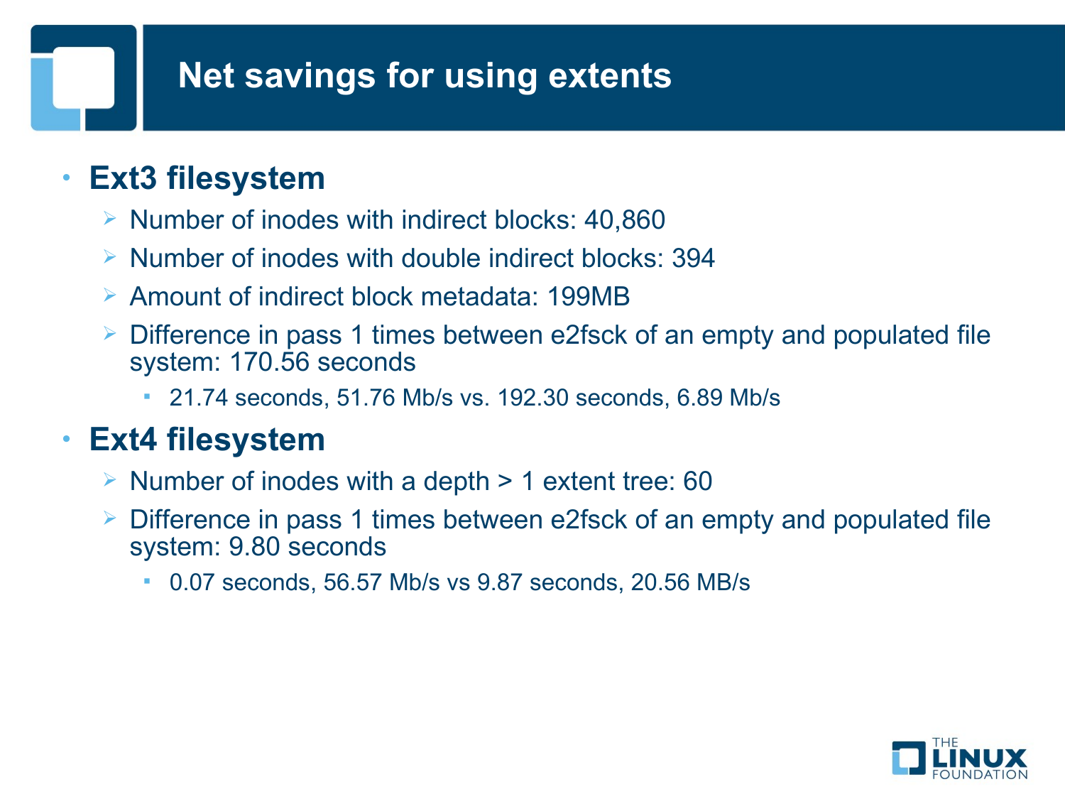# Net savings for using extents

- **Ext3 filesystem**
  - Number of inodes with indirect blocks: 40,860
  - Number of inodes with double indirect blocks: 394
  - Amount of indirect block metadata: 199MB
  - Difference in pass 1 times between e2fsck of an empty and populated file system: 170.56 seconds
    - 21.74 seconds, 51.76 Mb/s vs. 192.30 seconds, 6.89 Mb/s
- **Ext4 filesystem**
  - Number of inodes with a depth > 1 extent tree: 60
  - Difference in pass 1 times between e2fsck of an empty and populated file system: 9.80 seconds
    - 0.07 seconds, 56.57 Mb/s vs 9.87 seconds, 20.56 MB/s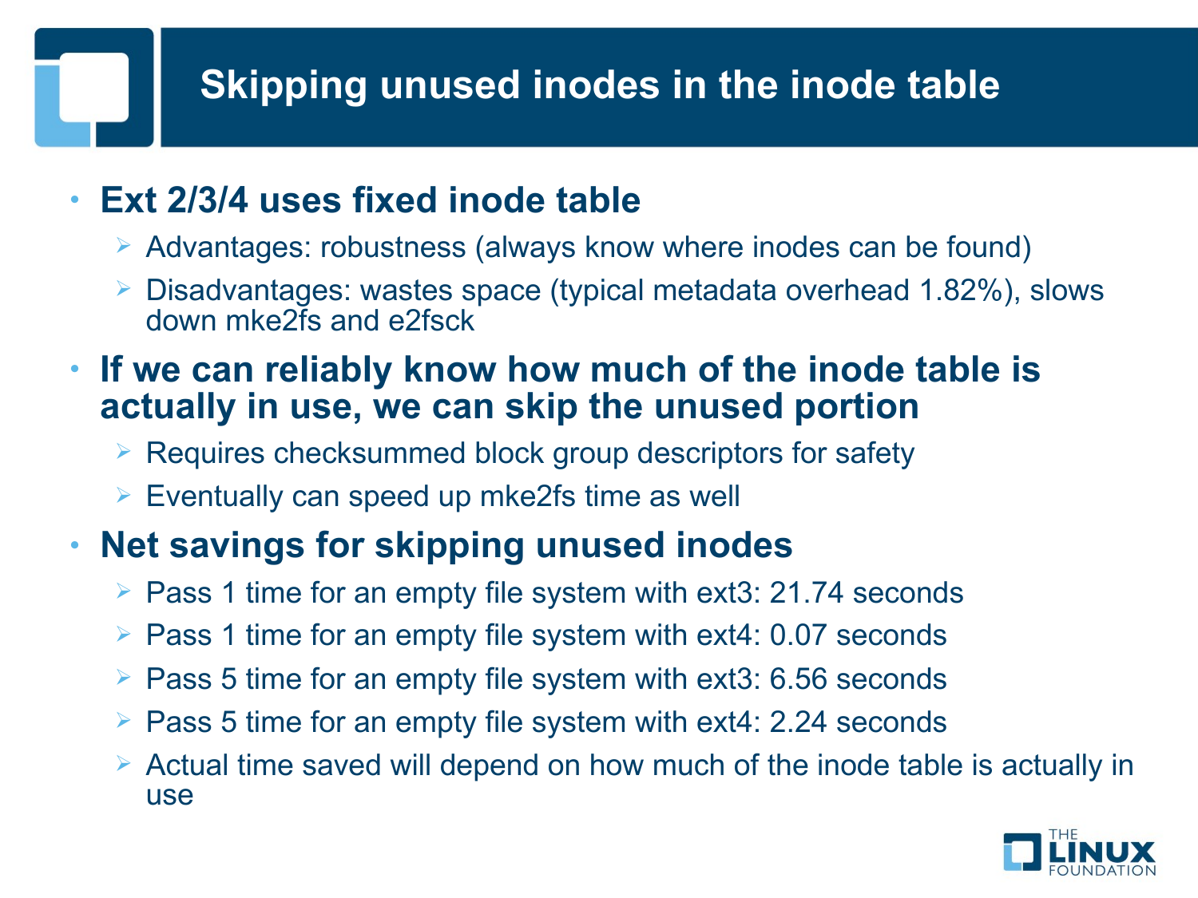# Skipping unused inodes in the inode table

- **Ext 2/3/4 uses fixed inode table**
  - Advantages: robustness (always know where inodes can be found)
  - Disadvantages: wastes space (typical metadata overhead 1.82%), slows down mke2fs and e2fsck
- **If we can reliably know how much of the inode table is actually in use, we can skip the unused portion**
  - Requires checksummed block group descriptors for safety
  - Eventually can speed up mke2fs time as well
- **Net savings for skipping unused inodes**
  - Pass 1 time for an empty file system with ext3: 21.74 seconds
  - Pass 1 time for an empty file system with ext4: 0.07 seconds
  - Pass 5 time for an empty file system with ext3: 6.56 seconds
  - Pass 5 time for an empty file system with ext4: 2.24 seconds
  - Actual time saved will depend on how much of the inode table is actually in use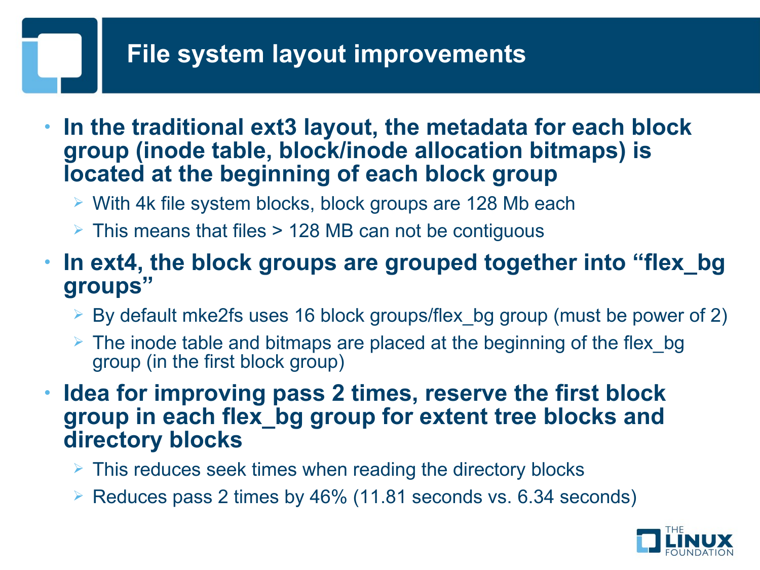# File system layout improvements

- **In the traditional ext3 layout, the metadata for each block group (inode table, block/inode allocation bitmaps) is located at the beginning of each block group**
  - With 4k file system blocks, block groups are 128 Mb each
  - This means that files > 128 MB can not be contiguous
- **In ext4, the block groups are grouped together into "flex_bg groups"**
  - By default mke2fs uses 16 block groups/flex_bg group (must be power of 2)
  - The inode table and bitmaps are placed at the beginning of the flex_bg group (in the first block group)
- **Idea for improving pass 2 times, reserve the first block group in each flex_bg group for extent tree blocks and directory blocks**
  - This reduces seek times when reading the directory blocks
  - Reduces pass 2 times by 46% (11.81 seconds vs. 6.34 seconds)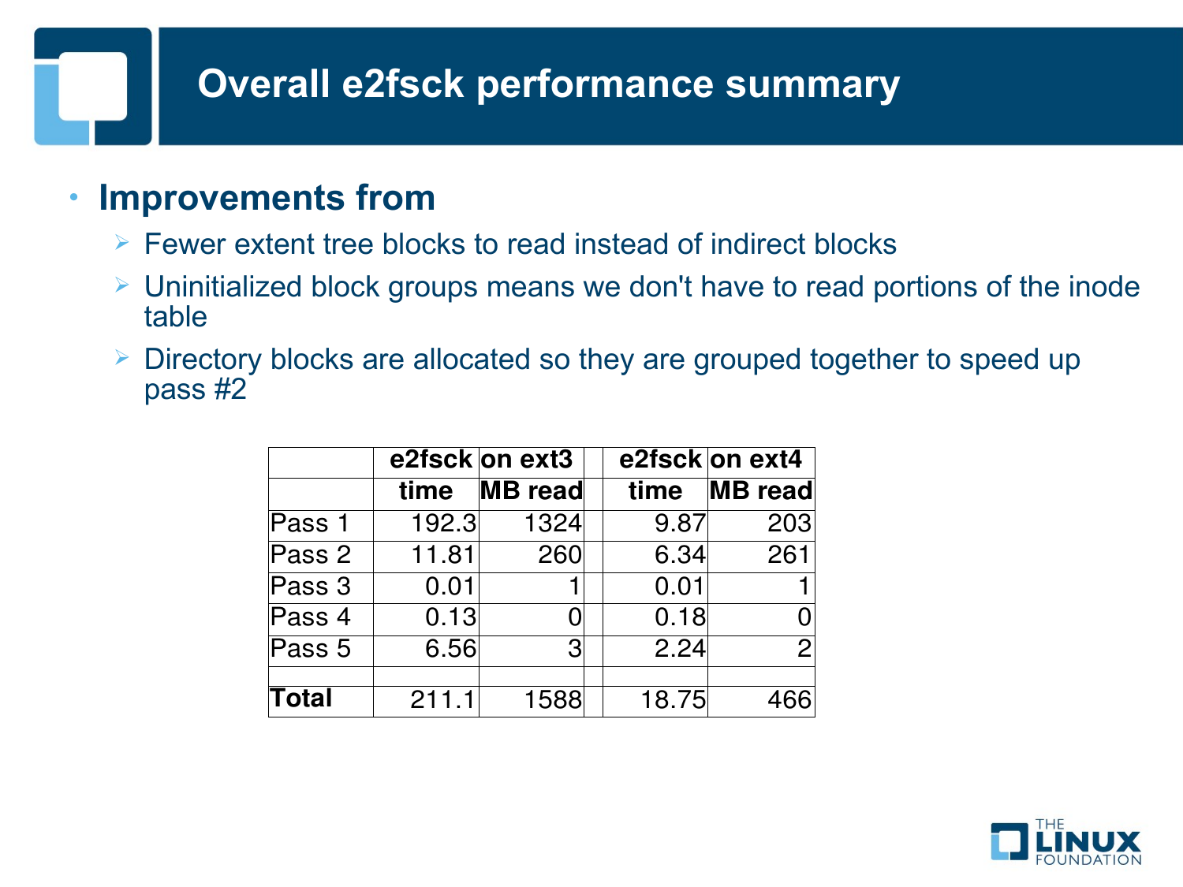# Overall e2fsck performance summary

- **Improvements from**
  - Fewer extent tree blocks to read instead of indirect blocks
  - Uninitialized block groups means we don't have to read portions of the inode table
  - Directory blocks are allocated so they are grouped together to speed up pass #2

| | e2fsck on ext3 | | | e2fsck on ext4 | |
|---|---|---|---|---|---|
| | time | MB read | | time | MB read |
| Pass 1 | 192.3 | 1324 | | 9.87 | 203 |
| Pass 2 | 11.81 | 260 | | 6.34 | 261 |
| Pass 3 | 0.01 | 1 | | 0.01 | 1 |
| Pass 4 | 0.13 | 0 | | 0.18 | 0 |
| Pass 5 | 6.56 | 3 | | 2.24 | 2 |
| | | | | | |
| **Total** | 211.1 | 1588 | | 18.75 | 466 |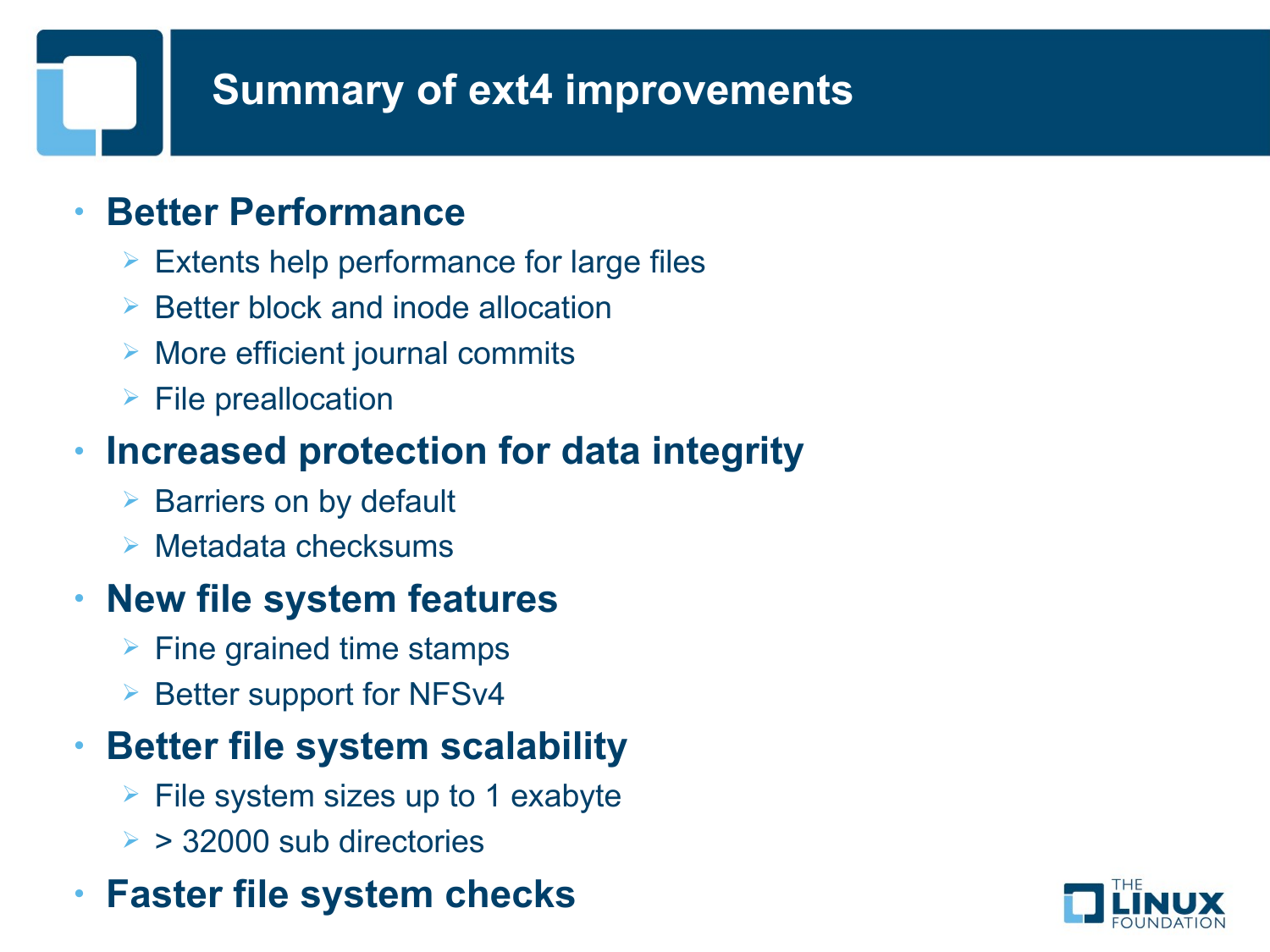# Summary of ext4 improvements

- **Better Performance**
  - Extents help performance for large files
  - Better block and inode allocation
  - More efficient journal commits
  - File preallocation
- **Increased protection for data integrity**
  - Barriers on by default
  - Metadata checksums
- **New file system features**
  - Fine grained time stamps
  - Better support for NFSv4
- **Better file system scalability**
  - File system sizes up to 1 exabyte
  - > 32000 sub directories
- **Faster file system checks**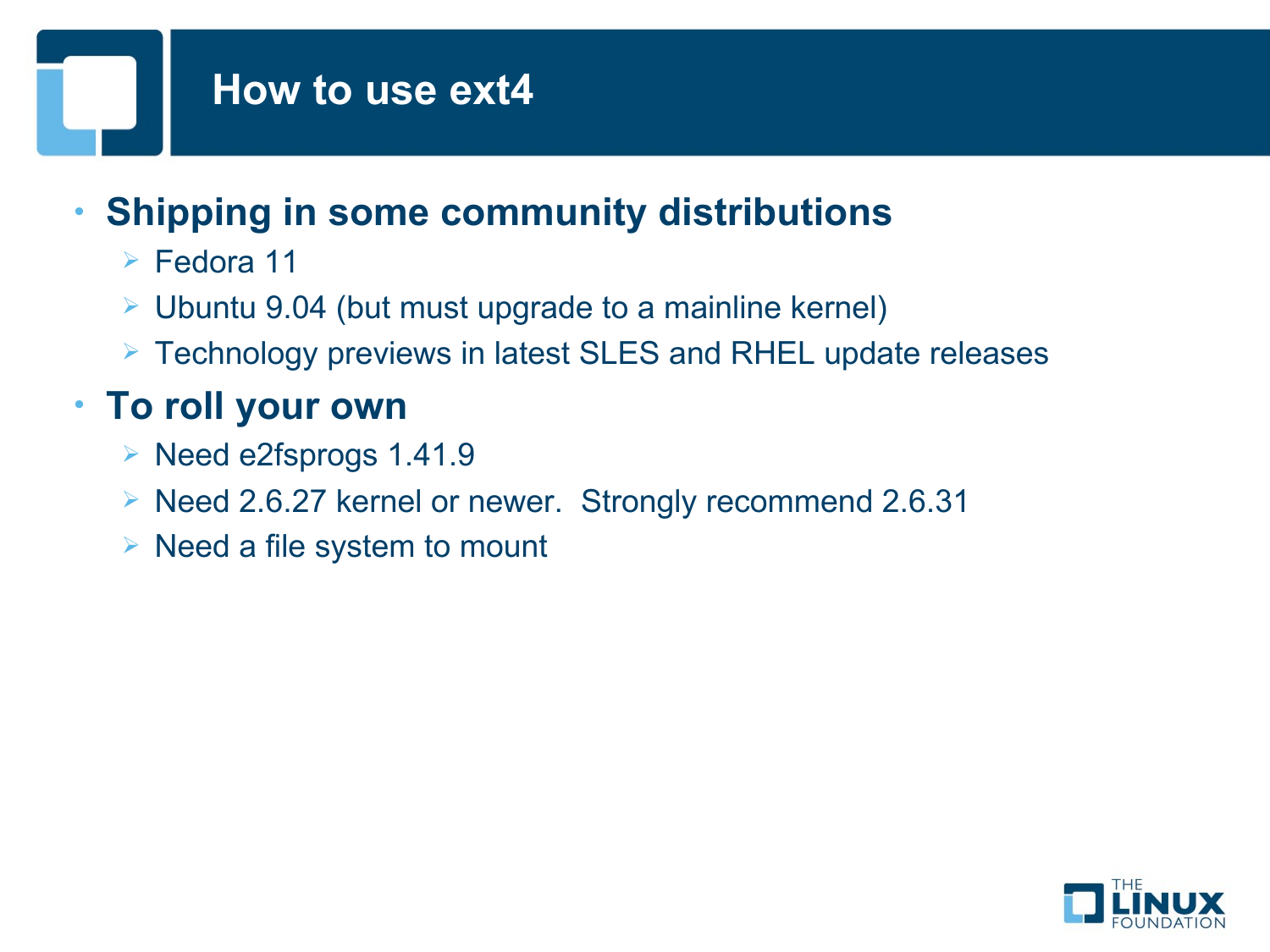# How to use ext4

- **Shipping in some community distributions**
  - Fedora 11
  - Ubuntu 9.04 (but must upgrade to a mainline kernel)
  - Technology previews in latest SLES and RHEL update releases
- **To roll your own**
  - Need e2fsprogs 1.41.9
  - Need 2.6.27 kernel or newer.  Strongly recommend 2.6.31
  - Need a file system to mount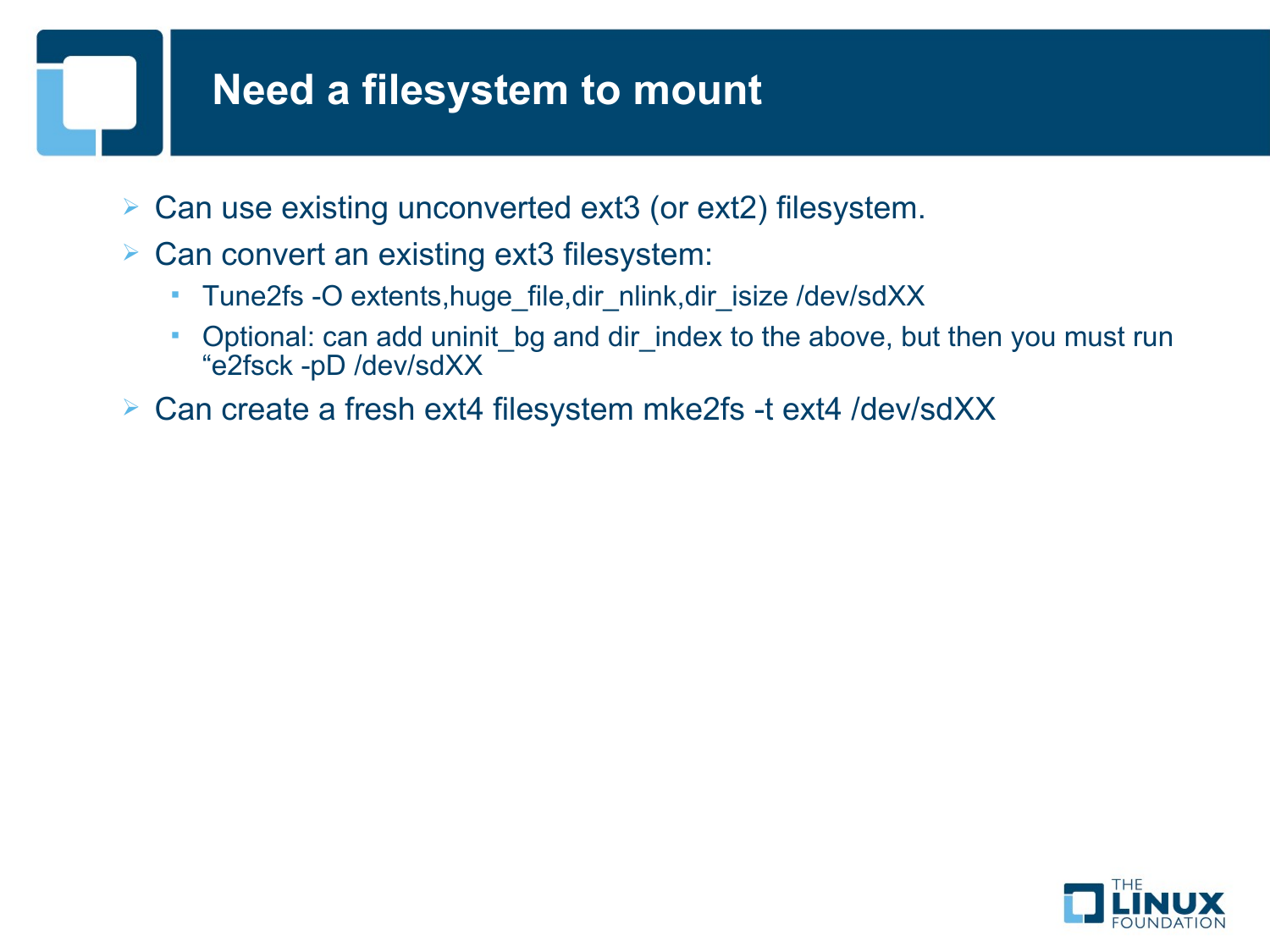# Need a filesystem to mount

- Can use existing unconverted ext3 (or ext2) filesystem.
- Can convert an existing ext3 filesystem:
  - Tune2fs -O extents,huge_file,dir_nlink,dir_isize /dev/sdXX
  - Optional: can add uninit_bg and dir_index to the above, but then you must run “e2fsck -pD /dev/sdXX
- Can create a fresh ext4 filesystem mke2fs -t ext4 /dev/sdXX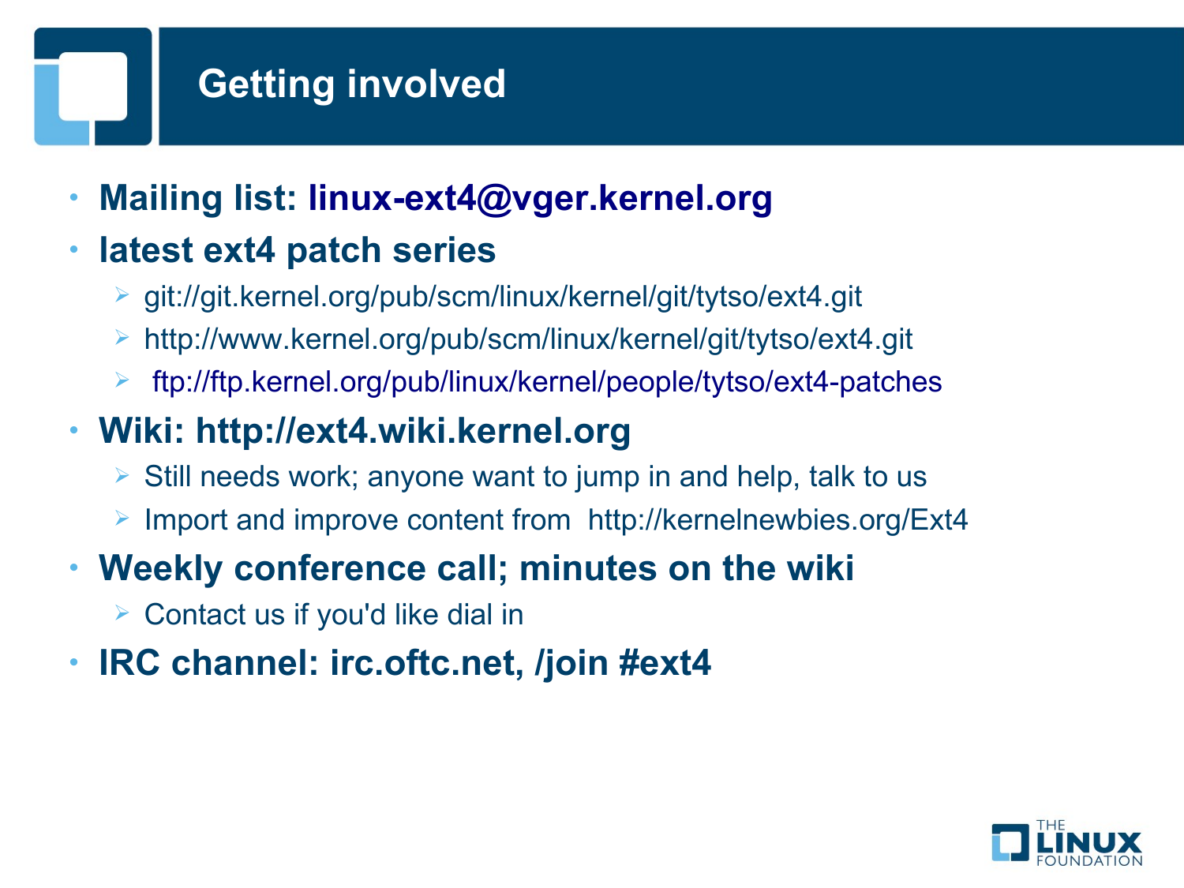# Getting involved

- **Mailing list: linux-ext4@vger.kernel.org**
- **latest ext4 patch series**
  - git://git.kernel.org/pub/scm/linux/kernel/git/tytso/ext4.git
  - http://www.kernel.org/pub/scm/linux/kernel/git/tytso/ext4.git
  - ftp://ftp.kernel.org/pub/linux/kernel/people/tytso/ext4-patches
- **Wiki: http://ext4.wiki.kernel.org**
  - Still needs work; anyone want to jump in and help, talk to us
  - Import and improve content from http://kernelnewbies.org/Ext4
- **Weekly conference call; minutes on the wiki**
  - Contact us if you'd like dial in
- **IRC channel: irc.oftc.net, /join #ext4**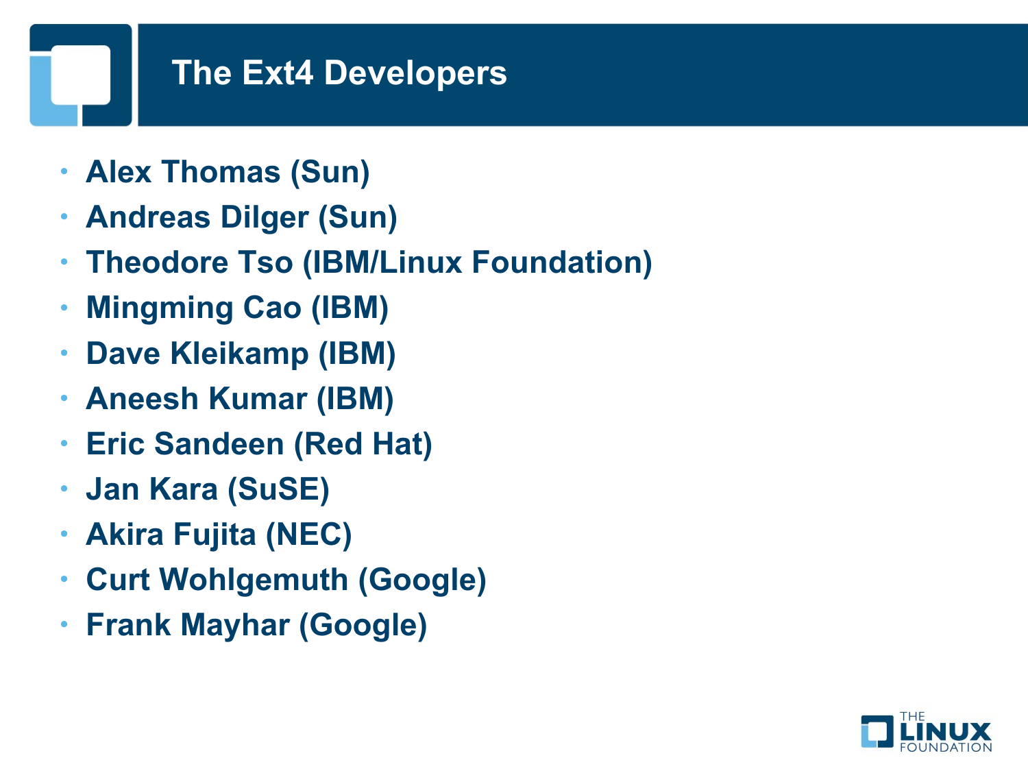# The Ext4 Developers

- **Alex Thomas (Sun)**
- **Andreas Dilger (Sun)**
- **Theodore Tso (IBM/Linux Foundation)**
- **Mingming Cao (IBM)**
- **Dave Kleikamp (IBM)**
- **Aneesh Kumar (IBM)**
- **Eric Sandeen (Red Hat)**
- **Jan Kara (SuSE)**
- **Akira Fujita (NEC)**
- **Curt Wohlgemuth (Google)**
- **Frank Mayhar (Google)**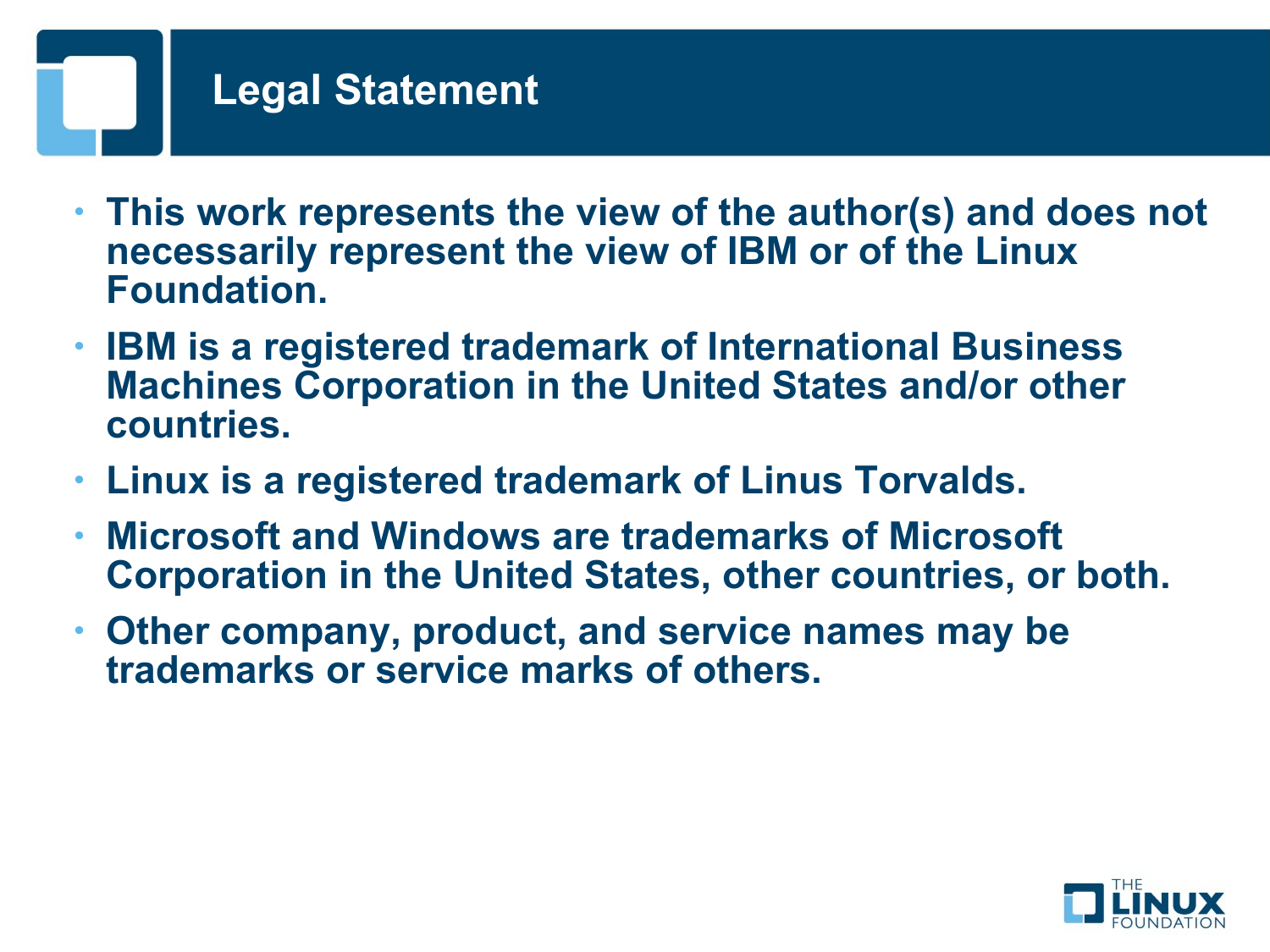# Legal Statement

- **This work represents the view of the author(s) and does not necessarily represent the view of IBM or of the Linux Foundation.**
- **IBM is a registered trademark of International Business Machines Corporation in the United States and/or other countries.**
- **Linux is a registered trademark of Linus Torvalds.**
- **Microsoft and Windows are trademarks of Microsoft Corporation in the United States, other countries, or both.**
- **Other company, product, and service names may be trademarks or service marks of others.**